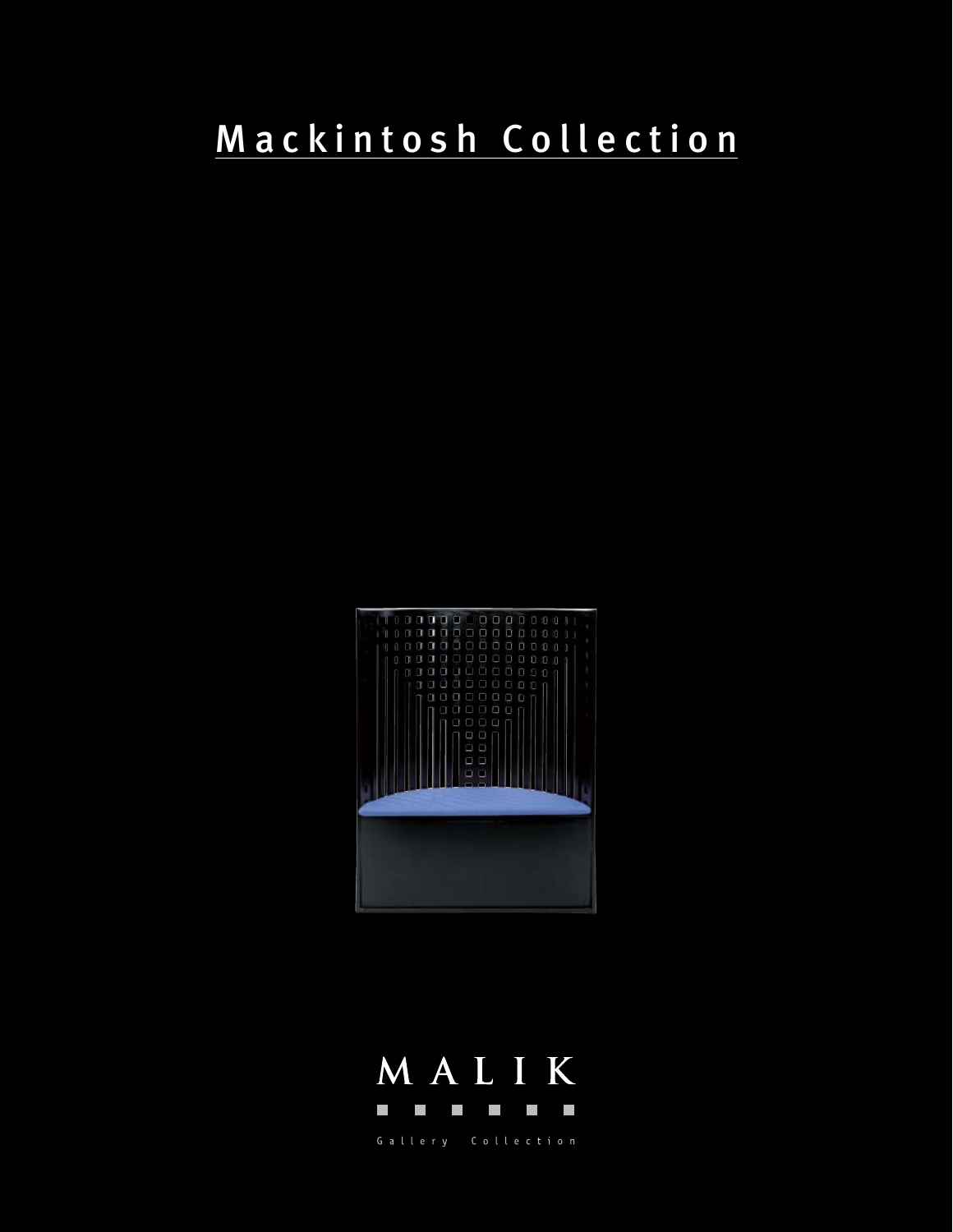# Mackintosh Collection

MALIK

Gallery Collection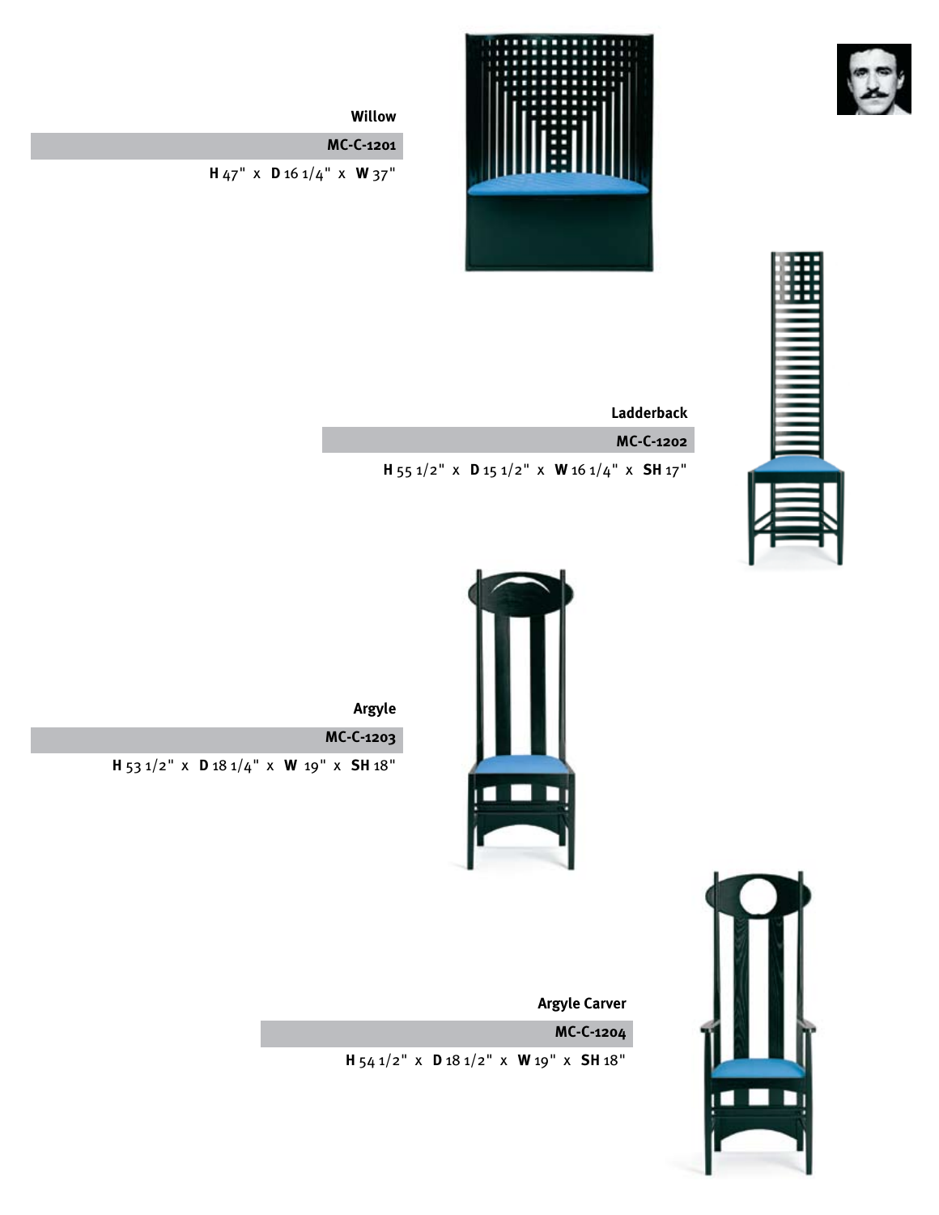**Willow**

**MC-C-1201**

**H** 47" x **D** 16 1/4" x **W** 37"

**Ladderback**

**MC-C-1202**

**H** 55 1/2" x **D** 15 1/2" x **W** 16 1/4" x **SH** 17"

**Argyle**

**MC-C-1203**

**H** 53 1/2" x **D** 18 1/4" x **W** 19" x **SH** 18"

**Argyle Carver**

**MC-C-1204**

**H** 54 1/2" x **D** 18 1/2" x **W** 19" x **SH** 18"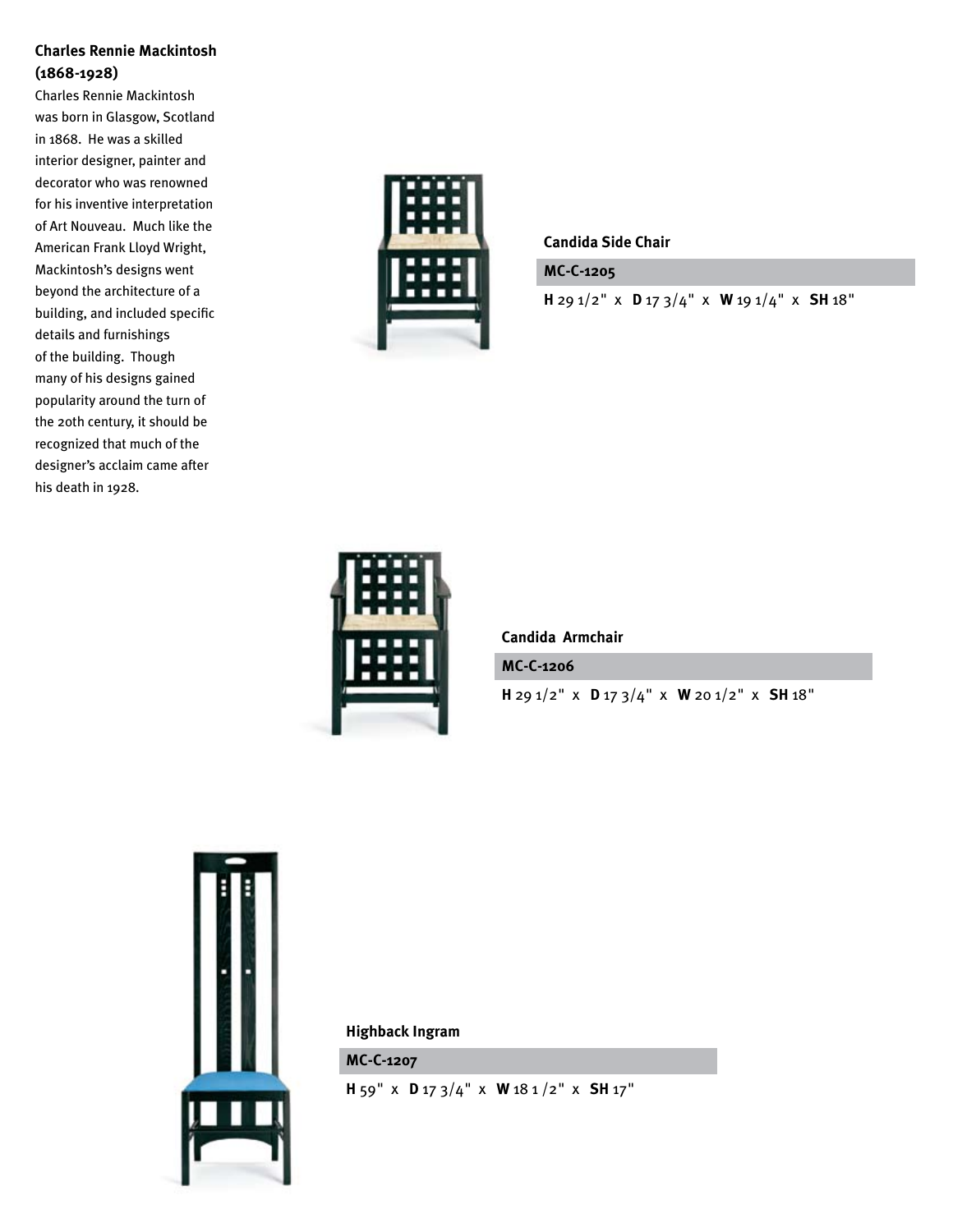**Charles Rennie Mackintosh (1868-1928)**

Charles Rennie Mackintosh was born in Glasgow, Scotland in 1868. He was a skilled interior designer, painter and decorator who was renowned for his inventive interpretation of Art Nouveau. Much like the American Frank Lloyd Wright, Mackintosh's designs went beyond the architecture of a building, and included specific details and furnishings of the building. Though many of his designs gained popularity around the turn of the 20th century, it should be recognized that much of the designer's acclaim came after his death in 1928.

**Candida Side Chair**

**MC-C-1205**

**H** 29 1/2" x **D** 17 3/4" x **W** 19 1/4" x **SH** 18"

**Candida Armchair**

**MC-C-1206**

**H** 29 1/2" x **D** 17 3/4" x **W** 20 1/2" x **SH** 18"

**Highback Ingram**

**MC-C-1207**

**H** 59" x **D** 17 3/4" x **W** 18 1 /2" x **SH** 17"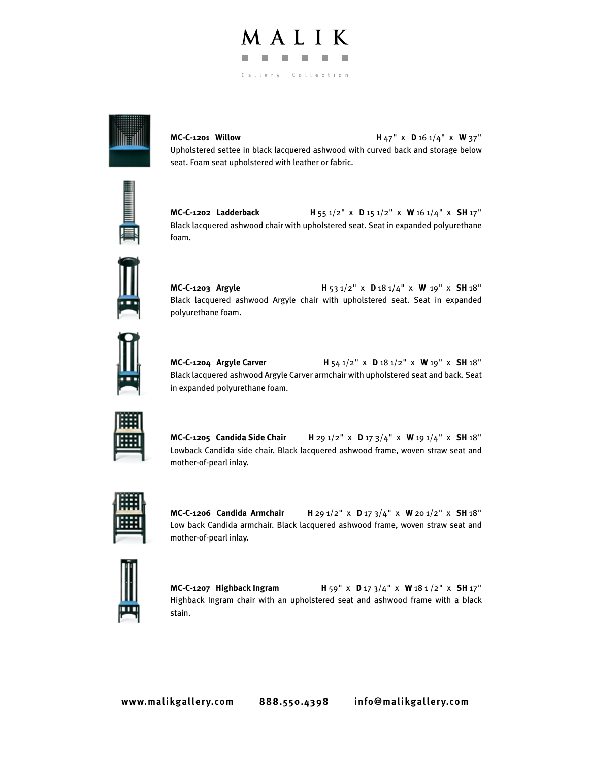# MALIK

Gallery Collection

**MC-C-1201 Willow** **H** 47" x **D** 16 1/4" x **W** 37"
Upholstered settee in black lacquered ashwood with curved back and storage below seat. Foam seat upholstered with leather or fabric.

**MC-C-1202 Ladderback** **H** 55 1/2" x **D** 15 1/2" x **W** 16 1/4" x **SH** 17"
Black lacquered ashwood chair with upholstered seat. Seat in expanded polyurethane foam.

**MC-C-1203 Argyle** **H** 53 1/2" x **D** 18 1/4" x **W** 19" x **SH** 18"
Black lacquered ashwood Argyle chair with upholstered seat. Seat in expanded polyurethane foam.

**MC-C-1204 Argyle Carver** **H** 54 1/2" x **D** 18 1/2" x **W** 19" x **SH** 18"
Black lacquered ashwood Argyle Carver armchair with upholstered seat and back. Seat in expanded polyurethane foam.

**MC-C-1205 Candida Side Chair** **H** 29 1/2" x **D** 17 3/4" x **W** 19 1/4" x **SH** 18"
Lowback Candida side chair. Black lacquered ashwood frame, woven straw seat and mother-of-pearl inlay.

**MC-C-1206 Candida Armchair** **H** 29 1/2" x **D** 17 3/4" x **W** 20 1/2" x **SH** 18"
Low back Candida armchair. Black lacquered ashwood frame, woven straw seat and mother-of-pearl inlay.

**MC-C-1207 Highback Ingram** **H** 59" x **D** 17 3/4" x **W** 18 1/2" x **SH** 17"
Highback Ingram chair with an upholstered seat and ashwood frame with a black stain.

**www.malikgallery.com** **888.550.4398** **info@malikgallery.com**